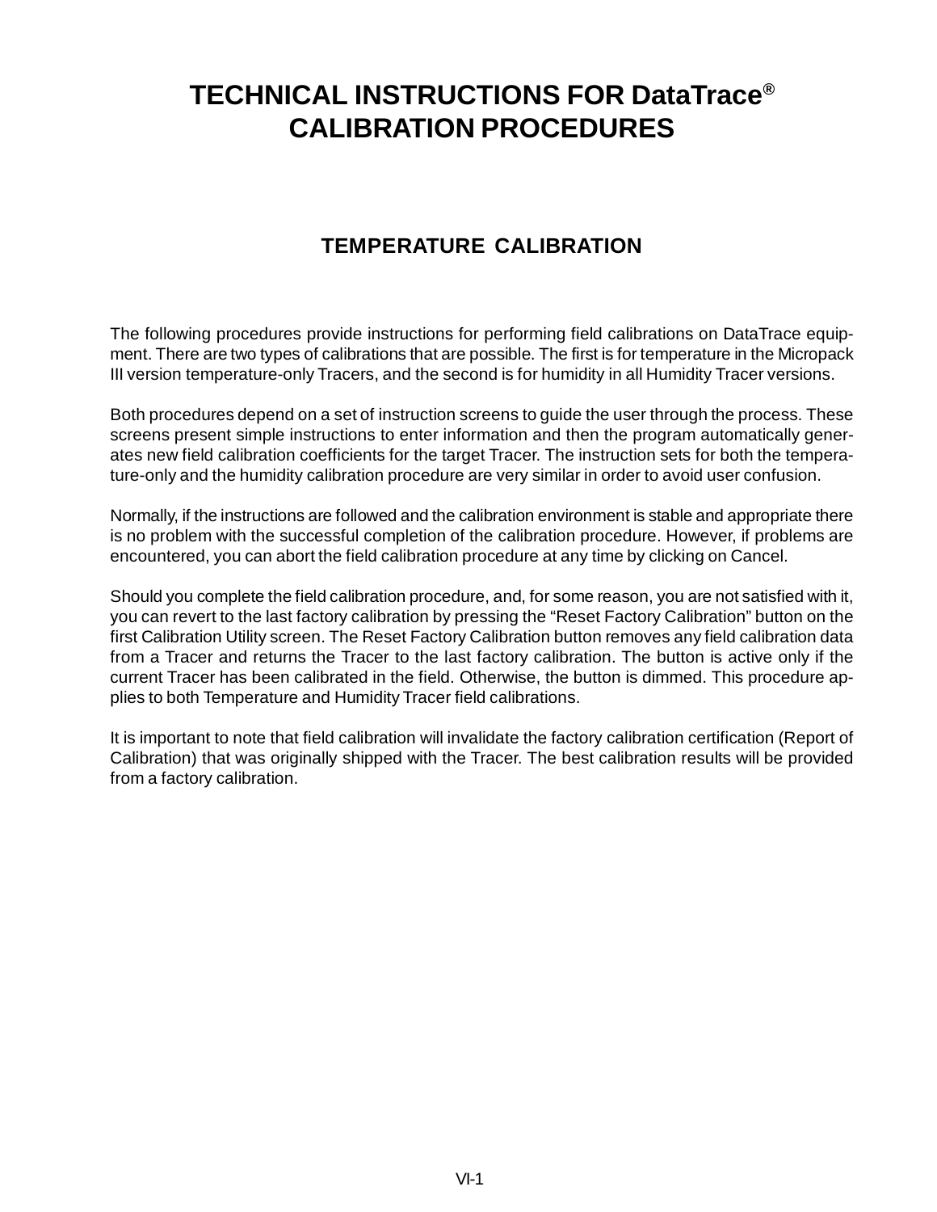# TECHNICAL INSTRUCTIONS FOR DataTrace® CALIBRATION PROCEDURES

## TEMPERATURE CALIBRATION

The following procedures provide instructions for performing field calibrations on DataTrace equipment. There are two types of calibrations that are possible. The first is for temperature in the Micropack III version temperature-only Tracers, and the second is for humidity in all Humidity Tracer versions.

Both procedures depend on a set of instruction screens to guide the user through the process. These screens present simple instructions to enter information and then the program automatically generates new field calibration coefficients for the target Tracer. The instruction sets for both the temperature-only and the humidity calibration procedure are very similar in order to avoid user confusion.

Normally, if the instructions are followed and the calibration environment is stable and appropriate there is no problem with the successful completion of the calibration procedure. However, if problems are encountered, you can abort the field calibration procedure at any time by clicking on Cancel.

Should you complete the field calibration procedure, and, for some reason, you are not satisfied with it, you can revert to the last factory calibration by pressing the "Reset Factory Calibration" button on the first Calibration Utility screen. The Reset Factory Calibration button removes any field calibration data from a Tracer and returns the Tracer to the last factory calibration. The button is active only if the current Tracer has been calibrated in the field. Otherwise, the button is dimmed. This procedure applies to both Temperature and Humidity Tracer field calibrations.

It is important to note that field calibration will invalidate the factory calibration certification (Report of Calibration) that was originally shipped with the Tracer. The best calibration results will be provided from a factory calibration.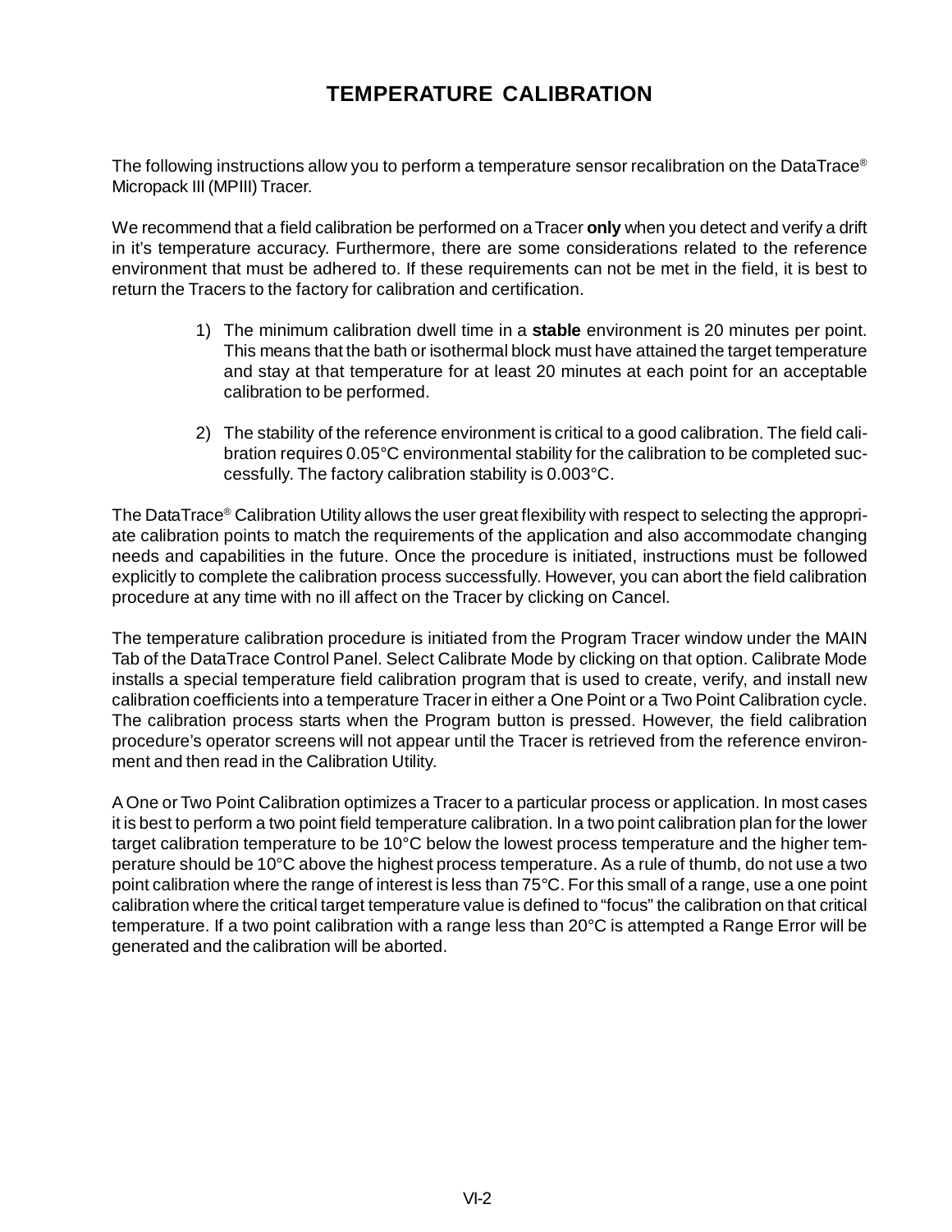# TEMPERATURE CALIBRATION

The following instructions allow you to perform a temperature sensor recalibration on the DataTrace® Micropack III (MPIII) Tracer.

We recommend that a field calibration be performed on a Tracer **only** when you detect and verify a drift in it's temperature accuracy. Furthermore, there are some considerations related to the reference environment that must be adhered to. If these requirements can not be met in the field, it is best to return the Tracers to the factory for calibration and certification.

1) The minimum calibration dwell time in a **stable** environment is 20 minutes per point. This means that the bath or isothermal block must have attained the target temperature and stay at that temperature for at least 20 minutes at each point for an acceptable calibration to be performed.

2) The stability of the reference environment is critical to a good calibration. The field calibration requires 0.05°C environmental stability for the calibration to be completed successfully. The factory calibration stability is 0.003°C.

The DataTrace® Calibration Utility allows the user great flexibility with respect to selecting the appropriate calibration points to match the requirements of the application and also accommodate changing needs and capabilities in the future. Once the procedure is initiated, instructions must be followed explicitly to complete the calibration process successfully. However, you can abort the field calibration procedure at any time with no ill affect on the Tracer by clicking on Cancel.

The temperature calibration procedure is initiated from the Program Tracer window under the MAIN Tab of the DataTrace Control Panel. Select Calibrate Mode by clicking on that option. Calibrate Mode installs a special temperature field calibration program that is used to create, verify, and install new calibration coefficients into a temperature Tracer in either a One Point or a Two Point Calibration cycle. The calibration process starts when the Program button is pressed. However, the field calibration procedure's operator screens will not appear until the Tracer is retrieved from the reference environment and then read in the Calibration Utility.

A One or Two Point Calibration optimizes a Tracer to a particular process or application. In most cases it is best to perform a two point field temperature calibration. In a two point calibration plan for the lower target calibration temperature to be 10°C below the lowest process temperature and the higher temperature should be 10°C above the highest process temperature. As a rule of thumb, do not use a two point calibration where the range of interest is less than 75°C. For this small of a range, use a one point calibration where the critical target temperature value is defined to "focus" the calibration on that critical temperature. If a two point calibration with a range less than 20°C is attempted a Range Error will be generated and the calibration will be aborted.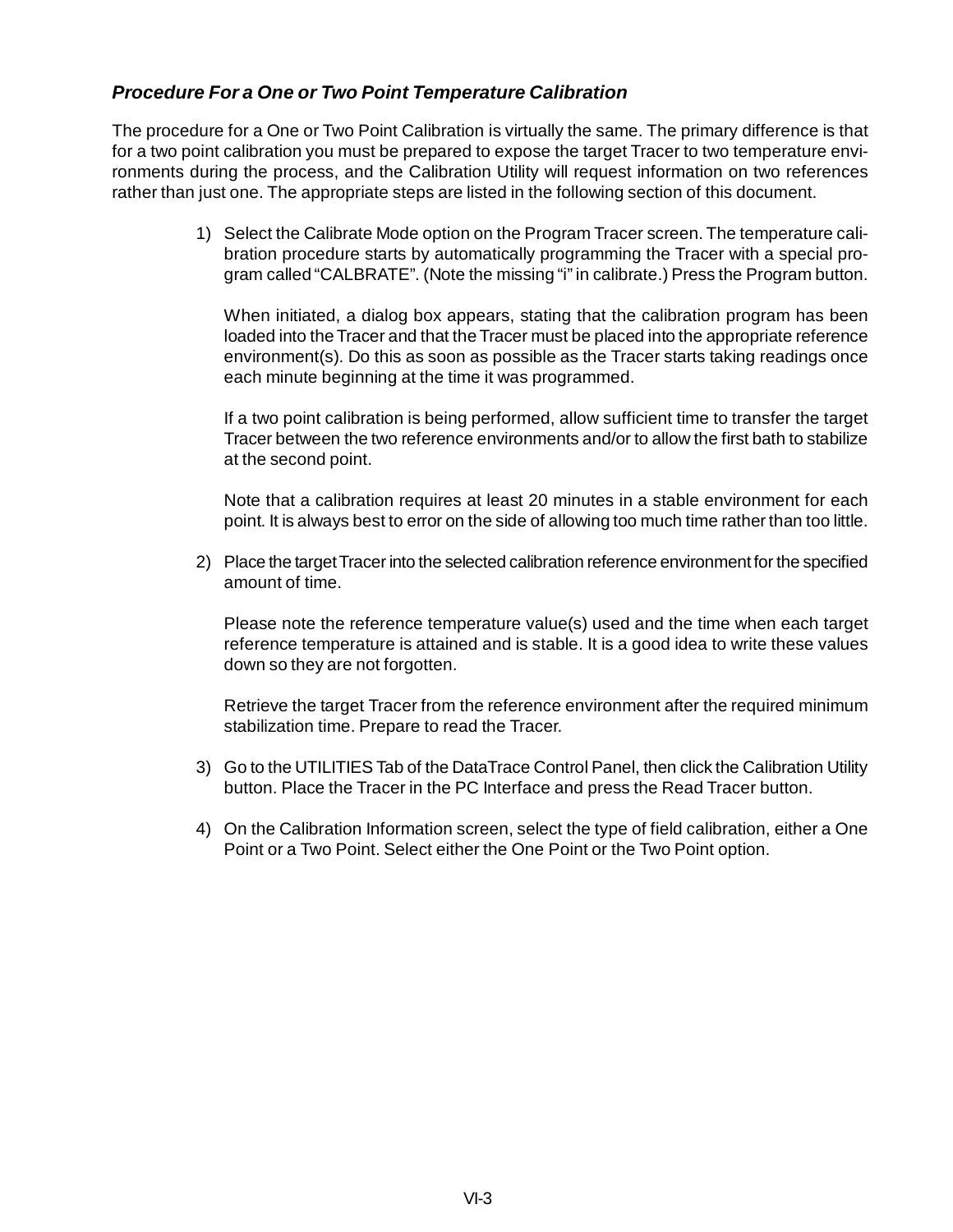### ***Procedure For a One or Two Point Temperature Calibration***

The procedure for a One or Two Point Calibration is virtually the same. The primary difference is that for a two point calibration you must be prepared to expose the target Tracer to two temperature environments during the process, and the Calibration Utility will request information on two references rather than just one. The appropriate steps are listed in the following section of this document.

1) Select the Calibrate Mode option on the Program Tracer screen. The temperature calibration procedure starts by automatically programming the Tracer with a special program called "CALBRATE". (Note the missing "i" in calibrate.) Press the Program button.

   When initiated, a dialog box appears, stating that the calibration program has been loaded into the Tracer and that the Tracer must be placed into the appropriate reference environment(s). Do this as soon as possible as the Tracer starts taking readings once each minute beginning at the time it was programmed.

   If a two point calibration is being performed, allow sufficient time to transfer the target Tracer between the two reference environments and/or to allow the first bath to stabilize at the second point.

   Note that a calibration requires at least 20 minutes in a stable environment for each point. It is always best to error on the side of allowing too much time rather than too little.

2) Place the target Tracer into the selected calibration reference environment for the specified amount of time.

   Please note the reference temperature value(s) used and the time when each target reference temperature is attained and is stable. It is a good idea to write these values down so they are not forgotten.

   Retrieve the target Tracer from the reference environment after the required minimum stabilization time. Prepare to read the Tracer.

3) Go to the UTILITIES Tab of the DataTrace Control Panel, then click the Calibration Utility button. Place the Tracer in the PC Interface and press the Read Tracer button.

4) On the Calibration Information screen, select the type of field calibration, either a One Point or a Two Point. Select either the One Point or the Two Point option.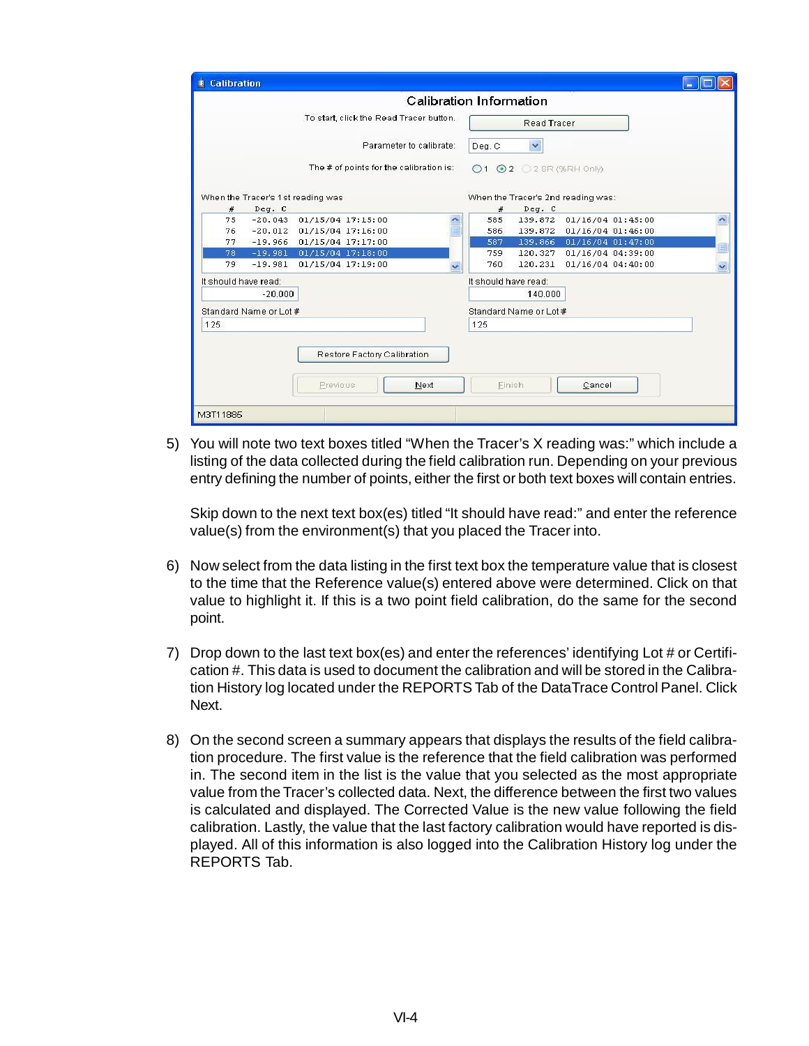**Calibration**

Calibration Information

To start, click the Read Tracer button. [Read Tracer]

Parameter to calibrate: Deg. C

The # of points for the calibration is: ○1 ⊙2 ○2 SR (%RH Only)

| When the Tracer's 1st reading was | | |
|---|---|---|
| # | Deg. C | |
| 75 | -20.043 | 01/15/04 17:15:00 |
| 76 | -20.012 | 01/15/04 17:16:00 |
| 77 | -19.966 | 01/15/04 17:17:00 |
| 78 | -19.981 | 01/15/04 17:18:00 |
| 79 | -19.981 | 01/15/04 17:19:00 |

| When the Tracer's 2nd reading was: | | |
|---|---|---|
| # | Deg. C | |
| 585 | 139.872 | 01/16/04 01:45:00 |
| 586 | 139.872 | 01/16/04 01:46:00 |
| 587 | 139.866 | 01/16/04 01:47:00 |
| 759 | 120.327 | 01/16/04 04:39:00 |
| 760 | 120.231 | 01/16/04 04:40:00 |

It should have read: -20.000 | It should have read: 140.000

Standard Name or Lot #: 125 | Standard Name or Lot #: 125

[Restore Factory Calibration]

[Previous] [Next] [Finish] [Cancel]

M3T11885

5) You will note two text boxes titled "When the Tracer's X reading was:" which include a listing of the data collected during the field calibration run. Depending on your previous entry defining the number of points, either the first or both text boxes will contain entries.

   Skip down to the next text box(es) titled "It should have read:" and enter the reference value(s) from the environment(s) that you placed the Tracer into.

6) Now select from the data listing in the first text box the temperature value that is closest to the time that the Reference value(s) entered above were determined. Click on that value to highlight it. If this is a two point field calibration, do the same for the second point.

7) Drop down to the last text box(es) and enter the references' identifying Lot # or Certification #. This data is used to document the calibration and will be stored in the Calibration History log located under the REPORTS Tab of the DataTrace Control Panel. Click Next.

8) On the second screen a summary appears that displays the results of the field calibration procedure. The first value is the reference that the field calibration was performed in. The second item in the list is the value that you selected as the most appropriate value from the Tracer's collected data. Next, the difference between the first two values is calculated and displayed. The Corrected Value is the new value following the field calibration. Lastly, the value that the last factory calibration would have reported is displayed. All of this information is also logged into the Calibration History log under the REPORTS Tab.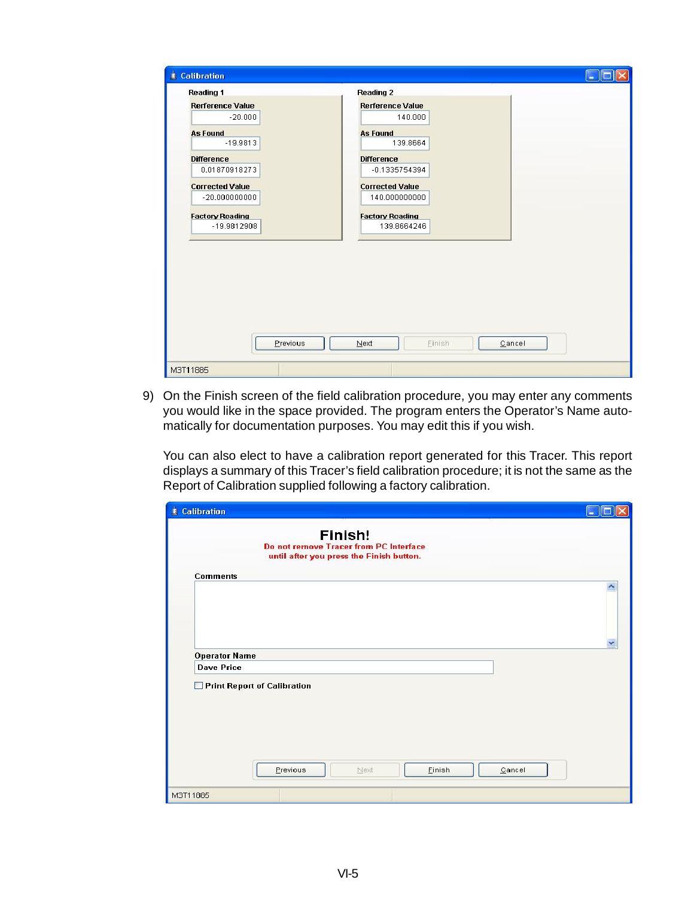**Calibration**

| Reading 1 | | Reading 2 | |
|---|---|---|---|
| Rerference Value | -20.000 | Rerference Value | 140.000 |
| As Found | -19.9813 | As Found | 139.8664 |
| Difference | 0.01870918273 | Difference | -0.1335754394 |
| Corrected Value | -20.000000000 | Corrected Value | 140.000000000 |
| Factory Reading | -19.9812908 | Factory Reading | 139.8664246 |

Previous | Next | Finish | Cancel

M3T11885

9) On the Finish screen of the field calibration procedure, you may enter any comments you would like in the space provided. The program enters the Operator's Name automatically for documentation purposes. You may edit this if you wish.

   You can also elect to have a calibration report generated for this Tracer. This report displays a summary of this Tracer's field calibration procedure; it is not the same as the Report of Calibration supplied following a factory calibration.

**Calibration**

**Finish!**

Do not remove Tracer from PC Interface until after you press the Finish button.

Comments

Operator Name

Dave Price

☐ Print Report of Calibration

Previous | Next | Finish | Cancel

M3T11885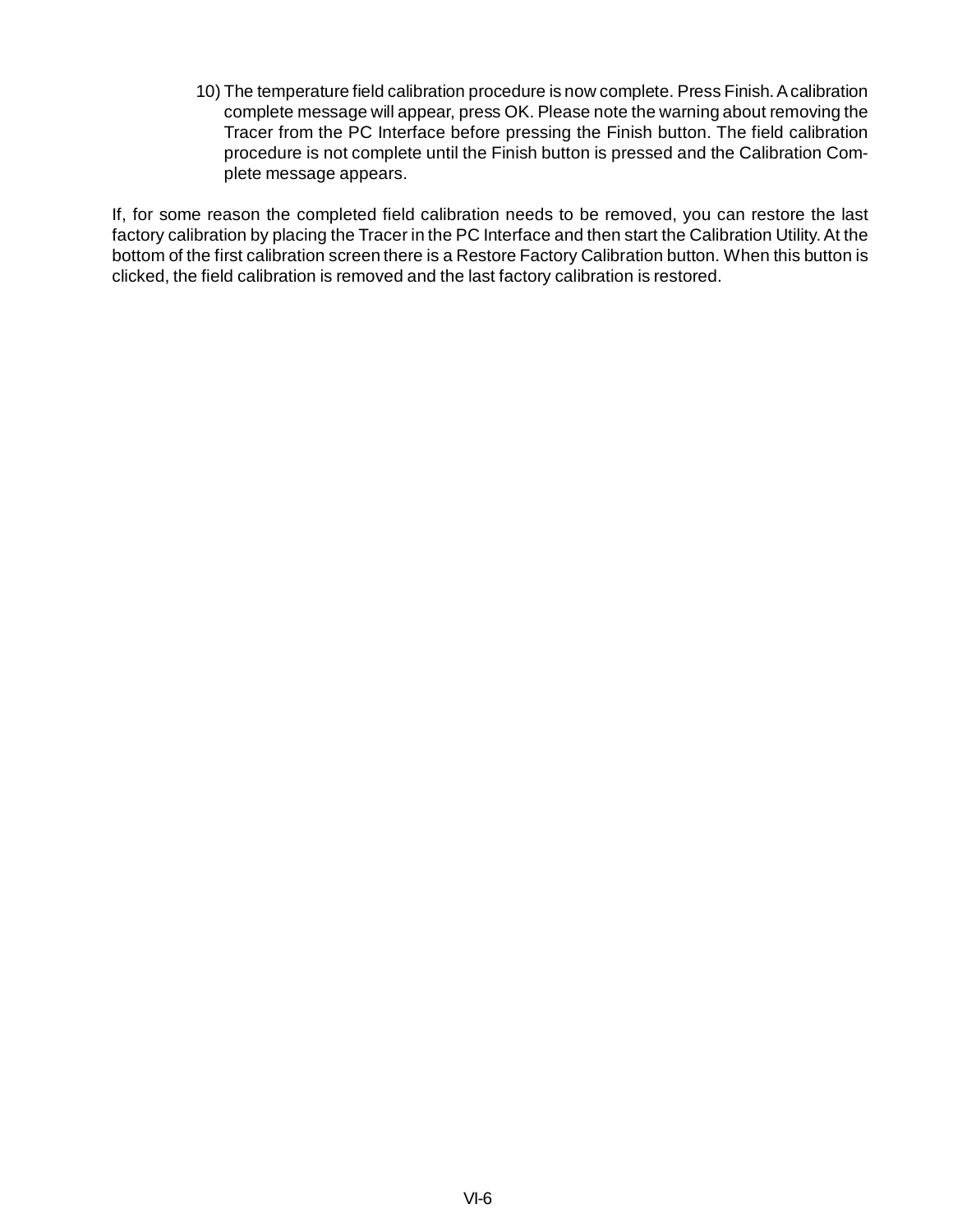10) The temperature field calibration procedure is now complete. Press Finish. A calibration complete message will appear, press OK. Please note the warning about removing the Tracer from the PC Interface before pressing the Finish button. The field calibration procedure is not complete until the Finish button is pressed and the Calibration Complete message appears.

If, for some reason the completed field calibration needs to be removed, you can restore the last factory calibration by placing the Tracer in the PC Interface and then start the Calibration Utility. At the bottom of the first calibration screen there is a Restore Factory Calibration button. When this button is clicked, the field calibration is removed and the last factory calibration is restored.